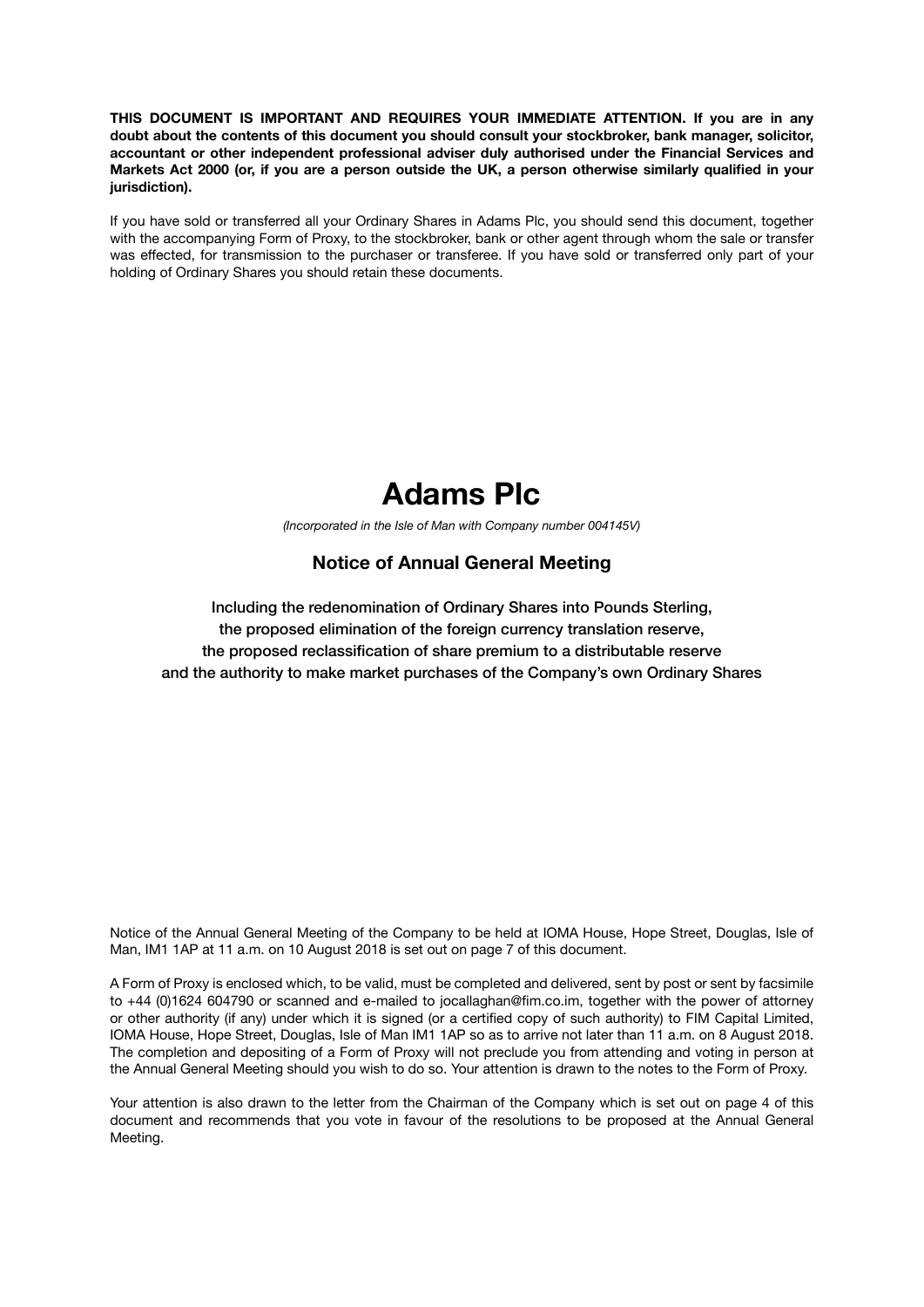**THIS DOCUMENT IS IMPORTANT AND REQUIRES YOUR IMMEDIATE ATTENTION. If you are in any doubt about the contents of this document you should consult your stockbroker, bank manager, solicitor, accountant or other independent professional adviser duly authorised under the Financial Services and Markets Act 2000 (or, if you are a person outside the UK, a person otherwise similarly qualified in your jurisdiction).**

If you have sold or transferred all your Ordinary Shares in Adams Plc, you should send this document, together with the accompanying Form of Proxy, to the stockbroker, bank or other agent through whom the sale or transfer was effected, for transmission to the purchaser or transferee. If you have sold or transferred only part of your holding of Ordinary Shares you should retain these documents.

# Adams Plc

*(Incorporated in the Isle of Man with Company number 004145V)*

## Notice of Annual General Meeting

Including the redenomination of Ordinary Shares into Pounds Sterling,
the proposed elimination of the foreign currency translation reserve,
the proposed reclassification of share premium to a distributable reserve
and the authority to make market purchases of the Company's own Ordinary Shares

Notice of the Annual General Meeting of the Company to be held at IOMA House, Hope Street, Douglas, Isle of Man, IM1 1AP at 11 a.m. on 10 August 2018 is set out on page 7 of this document.

A Form of Proxy is enclosed which, to be valid, must be completed and delivered, sent by post or sent by facsimile to +44 (0)1624 604790 or scanned and e-mailed to jocallaghan@fim.co.im, together with the power of attorney or other authority (if any) under which it is signed (or a certified copy of such authority) to FIM Capital Limited, IOMA House, Hope Street, Douglas, Isle of Man IM1 1AP so as to arrive not later than 11 a.m. on 8 August 2018. The completion and depositing of a Form of Proxy will not preclude you from attending and voting in person at the Annual General Meeting should you wish to do so. Your attention is drawn to the notes to the Form of Proxy.

Your attention is also drawn to the letter from the Chairman of the Company which is set out on page 4 of this document and recommends that you vote in favour of the resolutions to be proposed at the Annual General Meeting.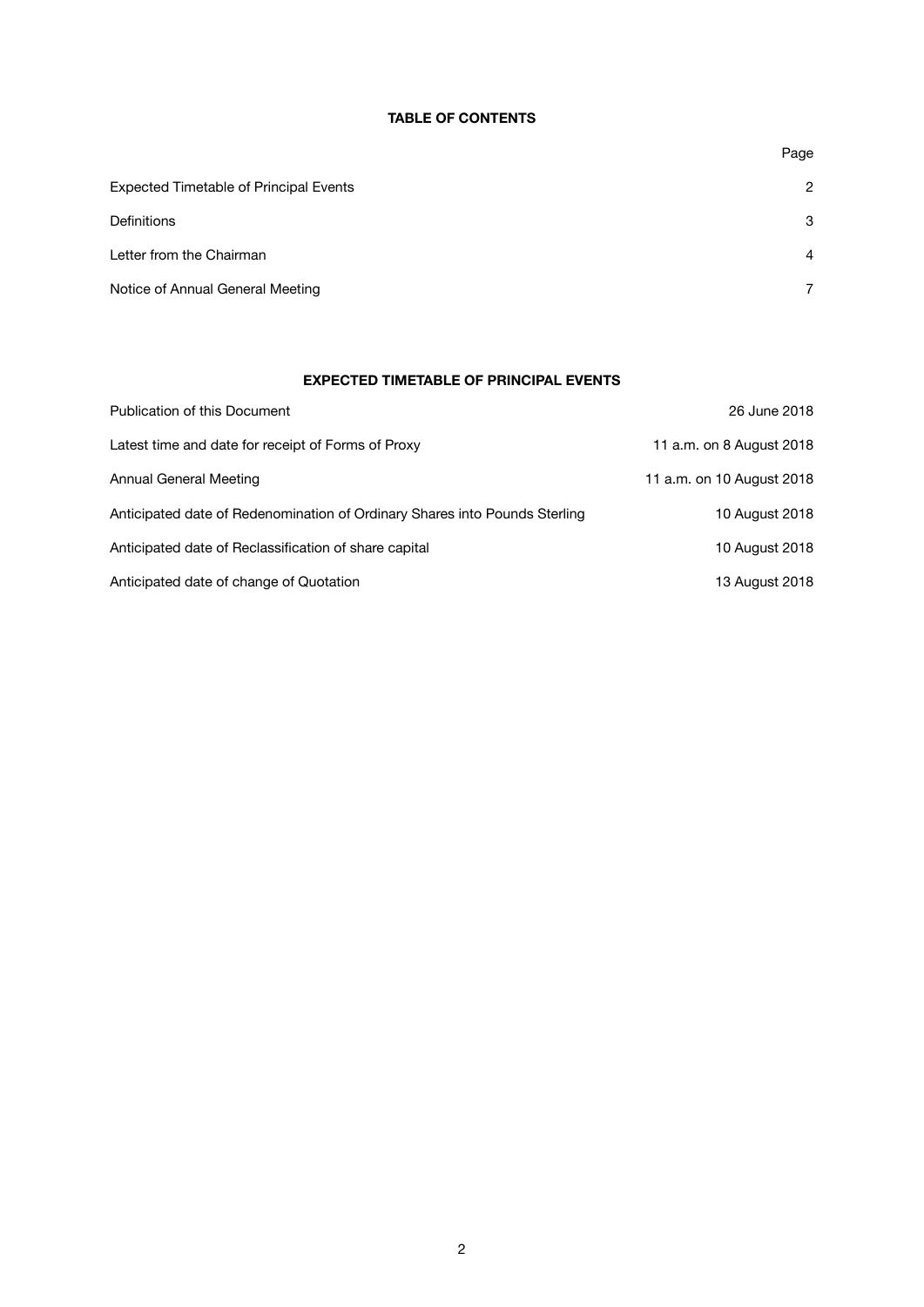## TABLE OF CONTENTS

| | Page |
|---|---|
| Expected Timetable of Principal Events | 2 |
| Definitions | 3 |
| Letter from the Chairman | 4 |
| Notice of Annual General Meeting | 7 |

## EXPECTED TIMETABLE OF PRINCIPAL EVENTS

| | |
|---|---|
| Publication of this Document | 26 June 2018 |
| Latest time and date for receipt of Forms of Proxy | 11 a.m. on 8 August 2018 |
| Annual General Meeting | 11 a.m. on 10 August 2018 |
| Anticipated date of Redenomination of Ordinary Shares into Pounds Sterling | 10 August 2018 |
| Anticipated date of Reclassification of share capital | 10 August 2018 |
| Anticipated date of change of Quotation | 13 August 2018 |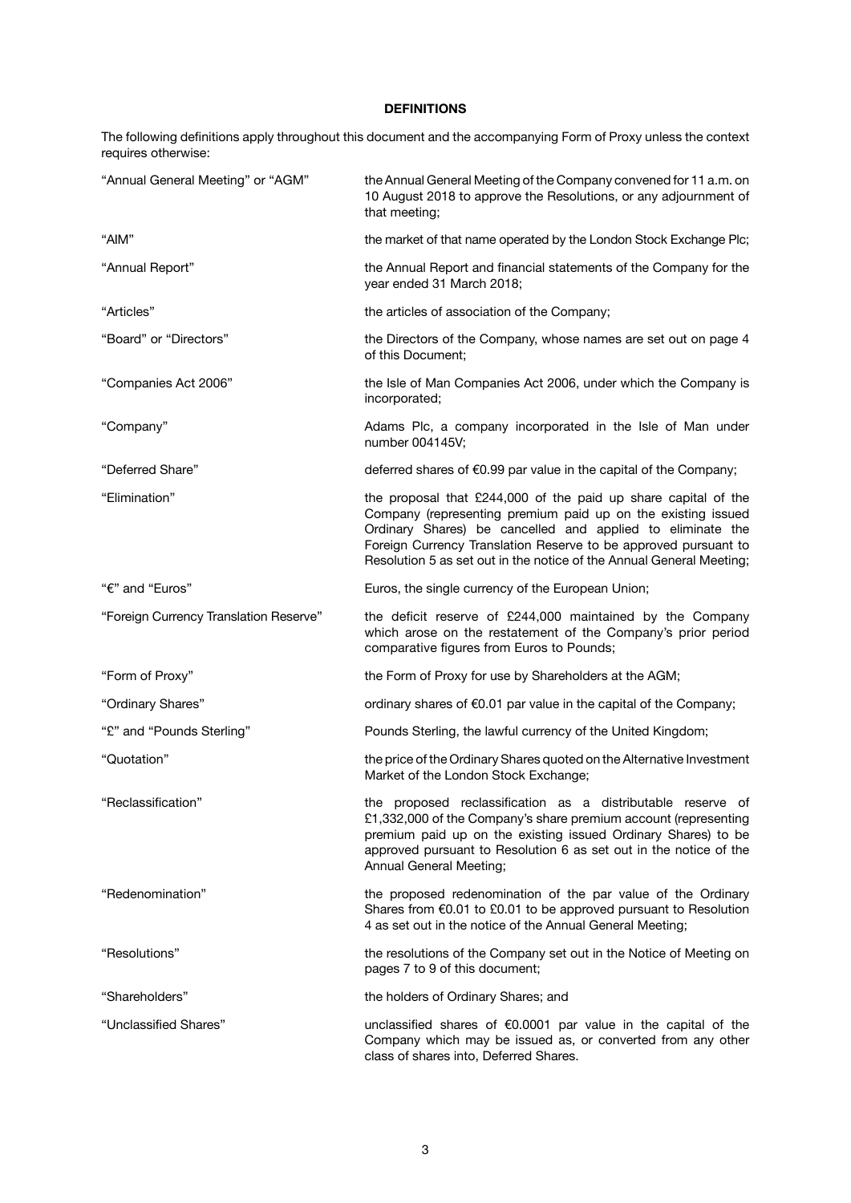## DEFINITIONS

The following definitions apply throughout this document and the accompanying Form of Proxy unless the context requires otherwise:

| | |
|---|---|
| "Annual General Meeting" or "AGM" | the Annual General Meeting of the Company convened for 11 a.m. on 10 August 2018 to approve the Resolutions, or any adjournment of that meeting; |
| "AIM" | the market of that name operated by the London Stock Exchange Plc; |
| "Annual Report" | the Annual Report and financial statements of the Company for the year ended 31 March 2018; |
| "Articles" | the articles of association of the Company; |
| "Board" or "Directors" | the Directors of the Company, whose names are set out on page 4 of this Document; |
| "Companies Act 2006" | the Isle of Man Companies Act 2006, under which the Company is incorporated; |
| "Company" | Adams Plc, a company incorporated in the Isle of Man under number 004145V; |
| "Deferred Share" | deferred shares of €0.99 par value in the capital of the Company; |
| "Elimination" | the proposal that £244,000 of the paid up share capital of the Company (representing premium paid up on the existing issued Ordinary Shares) be cancelled and applied to eliminate the Foreign Currency Translation Reserve to be approved pursuant to Resolution 5 as set out in the notice of the Annual General Meeting; |
| "€" and "Euros" | Euros, the single currency of the European Union; |
| "Foreign Currency Translation Reserve" | the deficit reserve of £244,000 maintained by the Company which arose on the restatement of the Company's prior period comparative figures from Euros to Pounds; |
| "Form of Proxy" | the Form of Proxy for use by Shareholders at the AGM; |
| "Ordinary Shares" | ordinary shares of €0.01 par value in the capital of the Company; |
| "£" and "Pounds Sterling" | Pounds Sterling, the lawful currency of the United Kingdom; |
| "Quotation" | the price of the Ordinary Shares quoted on the Alternative Investment Market of the London Stock Exchange; |
| "Reclassification" | the proposed reclassification as a distributable reserve of £1,332,000 of the Company's share premium account (representing premium paid up on the existing issued Ordinary Shares) to be approved pursuant to Resolution 6 as set out in the notice of the Annual General Meeting; |
| "Redenomination" | the proposed redenomination of the par value of the Ordinary Shares from €0.01 to £0.01 to be approved pursuant to Resolution 4 as set out in the notice of the Annual General Meeting; |
| "Resolutions" | the resolutions of the Company set out in the Notice of Meeting on pages 7 to 9 of this document; |
| "Shareholders" | the holders of Ordinary Shares; and |
| "Unclassified Shares" | unclassified shares of €0.0001 par value in the capital of the Company which may be issued as, or converted from any other class of shares into, Deferred Shares. |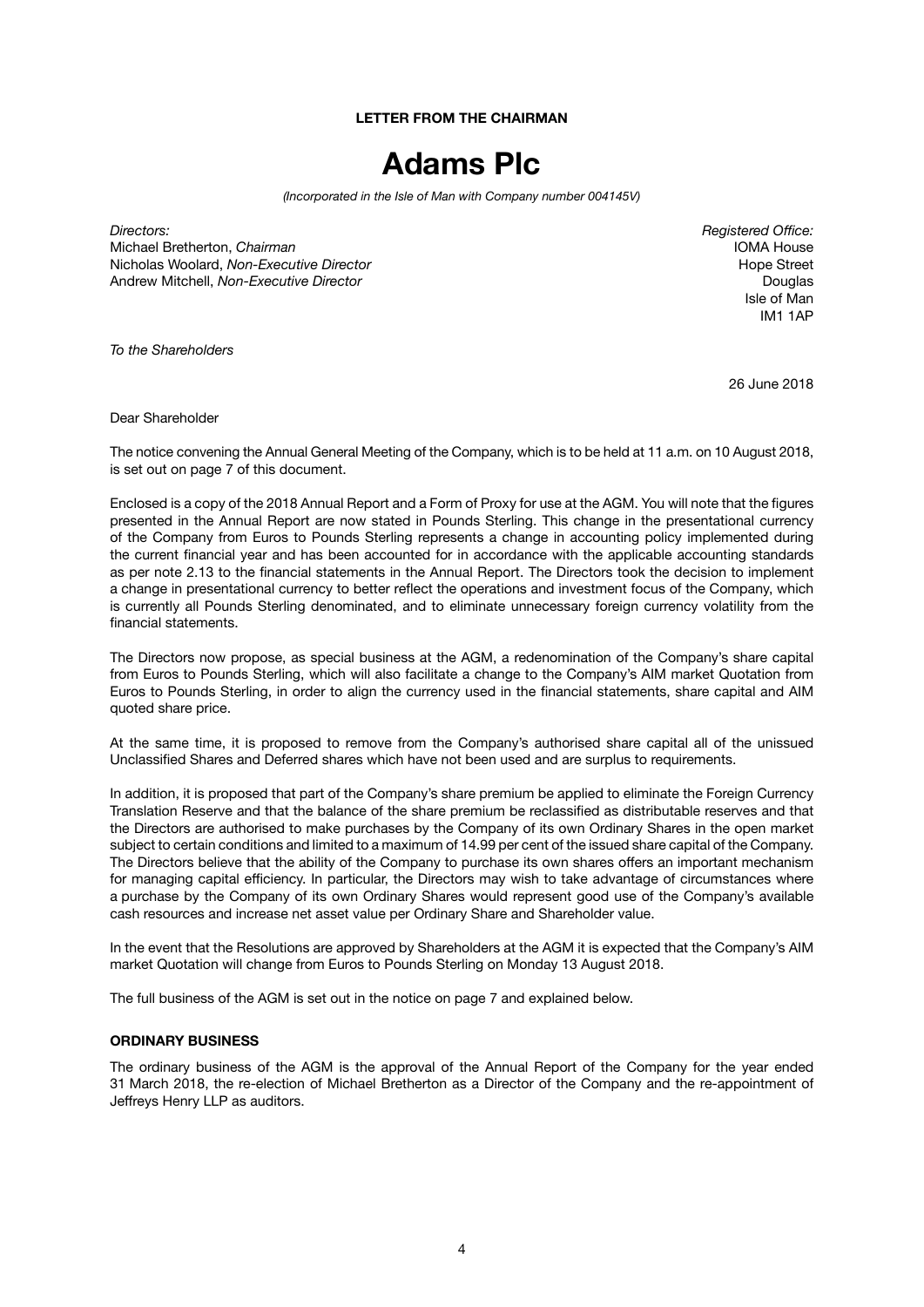**LETTER FROM THE CHAIRMAN**

# Adams Plc

*(Incorporated in the Isle of Man with Company number 004145V)*

*Directors:*
Michael Bretherton, *Chairman*
Nicholas Woolard, *Non-Executive Director*
Andrew Mitchell, *Non-Executive Director*

*Registered Office:*
IOMA House
Hope Street
Douglas
Isle of Man
IM1 1AP

*To the Shareholders*

26 June 2018

Dear Shareholder

The notice convening the Annual General Meeting of the Company, which is to be held at 11 a.m. on 10 August 2018, is set out on page 7 of this document.

Enclosed is a copy of the 2018 Annual Report and a Form of Proxy for use at the AGM. You will note that the figures presented in the Annual Report are now stated in Pounds Sterling. This change in the presentational currency of the Company from Euros to Pounds Sterling represents a change in accounting policy implemented during the current financial year and has been accounted for in accordance with the applicable accounting standards as per note 2.13 to the financial statements in the Annual Report. The Directors took the decision to implement a change in presentational currency to better reflect the operations and investment focus of the Company, which is currently all Pounds Sterling denominated, and to eliminate unnecessary foreign currency volatility from the financial statements.

The Directors now propose, as special business at the AGM, a redenomination of the Company's share capital from Euros to Pounds Sterling, which will also facilitate a change to the Company's AIM market Quotation from Euros to Pounds Sterling, in order to align the currency used in the financial statements, share capital and AIM quoted share price.

At the same time, it is proposed to remove from the Company's authorised share capital all of the unissued Unclassified Shares and Deferred shares which have not been used and are surplus to requirements.

In addition, it is proposed that part of the Company's share premium be applied to eliminate the Foreign Currency Translation Reserve and that the balance of the share premium be reclassified as distributable reserves and that the Directors are authorised to make purchases by the Company of its own Ordinary Shares in the open market subject to certain conditions and limited to a maximum of 14.99 per cent of the issued share capital of the Company. The Directors believe that the ability of the Company to purchase its own shares offers an important mechanism for managing capital efficiency. In particular, the Directors may wish to take advantage of circumstances where a purchase by the Company of its own Ordinary Shares would represent good use of the Company's available cash resources and increase net asset value per Ordinary Share and Shareholder value.

In the event that the Resolutions are approved by Shareholders at the AGM it is expected that the Company's AIM market Quotation will change from Euros to Pounds Sterling on Monday 13 August 2018.

The full business of the AGM is set out in the notice on page 7 and explained below.

### ORDINARY BUSINESS

The ordinary business of the AGM is the approval of the Annual Report of the Company for the year ended 31 March 2018, the re-election of Michael Bretherton as a Director of the Company and the re-appointment of Jeffreys Henry LLP as auditors.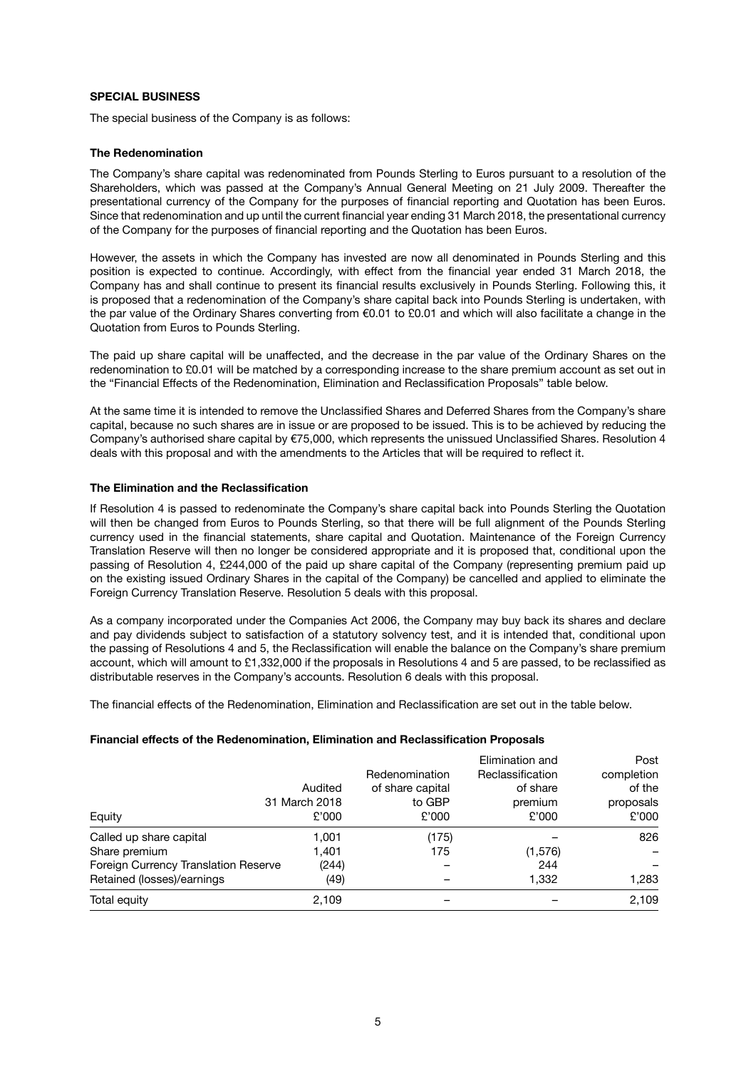**SPECIAL BUSINESS**

The special business of the Company is as follows:

**The Redenomination**

The Company's share capital was redenominated from Pounds Sterling to Euros pursuant to a resolution of the Shareholders, which was passed at the Company's Annual General Meeting on 21 July 2009. Thereafter the presentational currency of the Company for the purposes of financial reporting and Quotation has been Euros. Since that redenomination and up until the current financial year ending 31 March 2018, the presentational currency of the Company for the purposes of financial reporting and the Quotation has been Euros.

However, the assets in which the Company has invested are now all denominated in Pounds Sterling and this position is expected to continue. Accordingly, with effect from the financial year ended 31 March 2018, the Company has and shall continue to present its financial results exclusively in Pounds Sterling. Following this, it is proposed that a redenomination of the Company's share capital back into Pounds Sterling is undertaken, with the par value of the Ordinary Shares converting from €0.01 to £0.01 and which will also facilitate a change in the Quotation from Euros to Pounds Sterling.

The paid up share capital will be unaffected, and the decrease in the par value of the Ordinary Shares on the redenomination to £0.01 will be matched by a corresponding increase to the share premium account as set out in the "Financial Effects of the Redenomination, Elimination and Reclassification Proposals" table below.

At the same time it is intended to remove the Unclassified Shares and Deferred Shares from the Company's share capital, because no such shares are in issue or are proposed to be issued. This is to be achieved by reducing the Company's authorised share capital by €75,000, which represents the unissued Unclassified Shares. Resolution 4 deals with this proposal and with the amendments to the Articles that will be required to reflect it.

**The Elimination and the Reclassification**

If Resolution 4 is passed to redenominate the Company's share capital back into Pounds Sterling the Quotation will then be changed from Euros to Pounds Sterling, so that there will be full alignment of the Pounds Sterling currency used in the financial statements, share capital and Quotation. Maintenance of the Foreign Currency Translation Reserve will then no longer be considered appropriate and it is proposed that, conditional upon the passing of Resolution 4, £244,000 of the paid up share capital of the Company (representing premium paid up on the existing issued Ordinary Shares in the capital of the Company) be cancelled and applied to eliminate the Foreign Currency Translation Reserve. Resolution 5 deals with this proposal.

As a company incorporated under the Companies Act 2006, the Company may buy back its shares and declare and pay dividends subject to satisfaction of a statutory solvency test, and it is intended that, conditional upon the passing of Resolutions 4 and 5, the Reclassification will enable the balance on the Company's share premium account, which will amount to £1,332,000 if the proposals in Resolutions 4 and 5 are passed, to be reclassified as distributable reserves in the Company's accounts. Resolution 6 deals with this proposal.

The financial effects of the Redenomination, Elimination and Reclassification are set out in the table below.

**Financial effects of the Redenomination, Elimination and Reclassification Proposals**

| Equity | Audited 31 March 2018 £'000 | Redenomination of share capital to GBP £'000 | Elimination and Reclassification of share premium £'000 | Post completion of the proposals £'000 |
|---|---|---|---|---|
| Called up share capital | 1,001 | (175) | – | 826 |
| Share premium | 1,401 | 175 | (1,576) | – |
| Foreign Currency Translation Reserve | (244) | – | 244 | – |
| Retained (losses)/earnings | (49) | – | 1,332 | 1,283 |
| Total equity | 2,109 | – | – | 2,109 |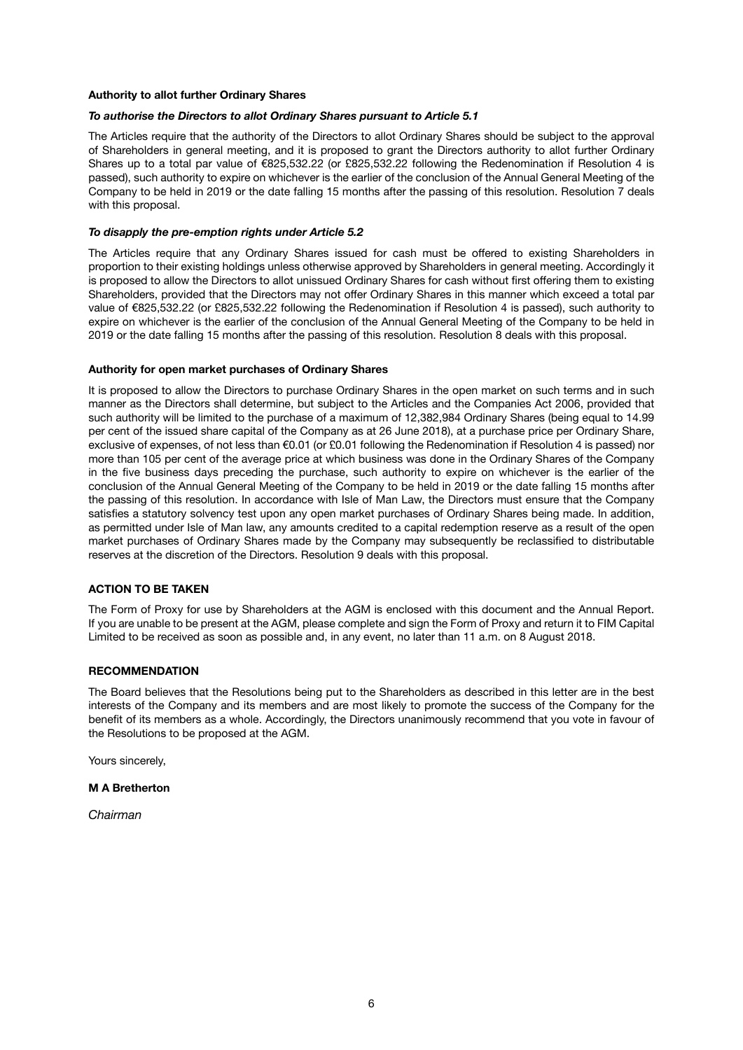**Authority to allot further Ordinary Shares**

***To authorise the Directors to allot Ordinary Shares pursuant to Article 5.1***

The Articles require that the authority of the Directors to allot Ordinary Shares should be subject to the approval of Shareholders in general meeting, and it is proposed to grant the Directors authority to allot further Ordinary Shares up to a total par value of €825,532.22 (or £825,532.22 following the Redenomination if Resolution 4 is passed), such authority to expire on whichever is the earlier of the conclusion of the Annual General Meeting of the Company to be held in 2019 or the date falling 15 months after the passing of this resolution. Resolution 7 deals with this proposal.

***To disapply the pre-emption rights under Article 5.2***

The Articles require that any Ordinary Shares issued for cash must be offered to existing Shareholders in proportion to their existing holdings unless otherwise approved by Shareholders in general meeting. Accordingly it is proposed to allow the Directors to allot unissued Ordinary Shares for cash without first offering them to existing Shareholders, provided that the Directors may not offer Ordinary Shares in this manner which exceed a total par value of €825,532.22 (or £825,532.22 following the Redenomination if Resolution 4 is passed), such authority to expire on whichever is the earlier of the conclusion of the Annual General Meeting of the Company to be held in 2019 or the date falling 15 months after the passing of this resolution. Resolution 8 deals with this proposal.

**Authority for open market purchases of Ordinary Shares**

It is proposed to allow the Directors to purchase Ordinary Shares in the open market on such terms and in such manner as the Directors shall determine, but subject to the Articles and the Companies Act 2006, provided that such authority will be limited to the purchase of a maximum of 12,382,984 Ordinary Shares (being equal to 14.99 per cent of the issued share capital of the Company as at 26 June 2018), at a purchase price per Ordinary Share, exclusive of expenses, of not less than €0.01 (or £0.01 following the Redenomination if Resolution 4 is passed) nor more than 105 per cent of the average price at which business was done in the Ordinary Shares of the Company in the five business days preceding the purchase, such authority to expire on whichever is the earlier of the conclusion of the Annual General Meeting of the Company to be held in 2019 or the date falling 15 months after the passing of this resolution. In accordance with Isle of Man Law, the Directors must ensure that the Company satisfies a statutory solvency test upon any open market purchases of Ordinary Shares being made. In addition, as permitted under Isle of Man law, any amounts credited to a capital redemption reserve as a result of the open market purchases of Ordinary Shares made by the Company may subsequently be reclassified to distributable reserves at the discretion of the Directors. Resolution 9 deals with this proposal.

**ACTION TO BE TAKEN**

The Form of Proxy for use by Shareholders at the AGM is enclosed with this document and the Annual Report. If you are unable to be present at the AGM, please complete and sign the Form of Proxy and return it to FIM Capital Limited to be received as soon as possible and, in any event, no later than 11 a.m. on 8 August 2018.

**RECOMMENDATION**

The Board believes that the Resolutions being put to the Shareholders as described in this letter are in the best interests of the Company and its members and are most likely to promote the success of the Company for the benefit of its members as a whole. Accordingly, the Directors unanimously recommend that you vote in favour of the Resolutions to be proposed at the AGM.

Yours sincerely,

**M A Bretherton**

*Chairman*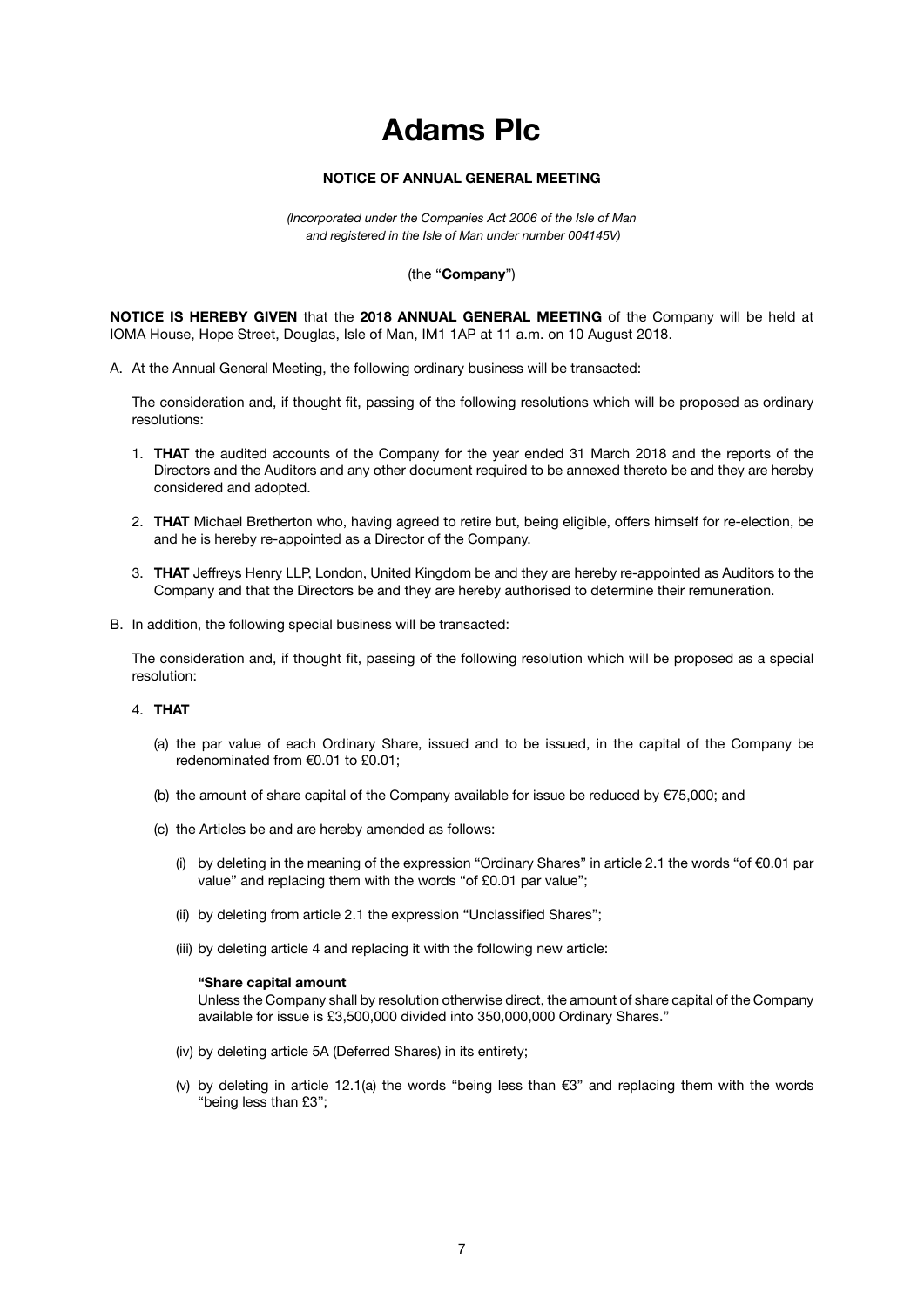# Adams Plc

## NOTICE OF ANNUAL GENERAL MEETING

*(Incorporated under the Companies Act 2006 of the Isle of Man and registered in the Isle of Man under number 004145V)*

(the "**Company**")

**NOTICE IS HEREBY GIVEN** that the **2018 ANNUAL GENERAL MEETING** of the Company will be held at IOMA House, Hope Street, Douglas, Isle of Man, IM1 1AP at 11 a.m. on 10 August 2018.

A. At the Annual General Meeting, the following ordinary business will be transacted:

The consideration and, if thought fit, passing of the following resolutions which will be proposed as ordinary resolutions:

1. **THAT** the audited accounts of the Company for the year ended 31 March 2018 and the reports of the Directors and the Auditors and any other document required to be annexed thereto be and they are hereby considered and adopted.

2. **THAT** Michael Bretherton who, having agreed to retire but, being eligible, offers himself for re-election, be and he is hereby re-appointed as a Director of the Company.

3. **THAT** Jeffreys Henry LLP, London, United Kingdom be and they are hereby re-appointed as Auditors to the Company and that the Directors be and they are hereby authorised to determine their remuneration.

B. In addition, the following special business will be transacted:

The consideration and, if thought fit, passing of the following resolution which will be proposed as a special resolution:

4. **THAT**

   (a) the par value of each Ordinary Share, issued and to be issued, in the capital of the Company be redenominated from €0.01 to £0.01;

   (b) the amount of share capital of the Company available for issue be reduced by €75,000; and

   (c) the Articles be and are hereby amended as follows:

   (i) by deleting in the meaning of the expression "Ordinary Shares" in article 2.1 the words "of €0.01 par value" and replacing them with the words "of £0.01 par value";

   (ii) by deleting from article 2.1 the expression "Unclassified Shares";

   (iii) by deleting article 4 and replacing it with the following new article:

   **"Share capital amount**
   Unless the Company shall by resolution otherwise direct, the amount of share capital of the Company available for issue is £3,500,000 divided into 350,000,000 Ordinary Shares."

   (iv) by deleting article 5A (Deferred Shares) in its entirety;

   (v) by deleting in article 12.1(a) the words "being less than €3" and replacing them with the words "being less than £3";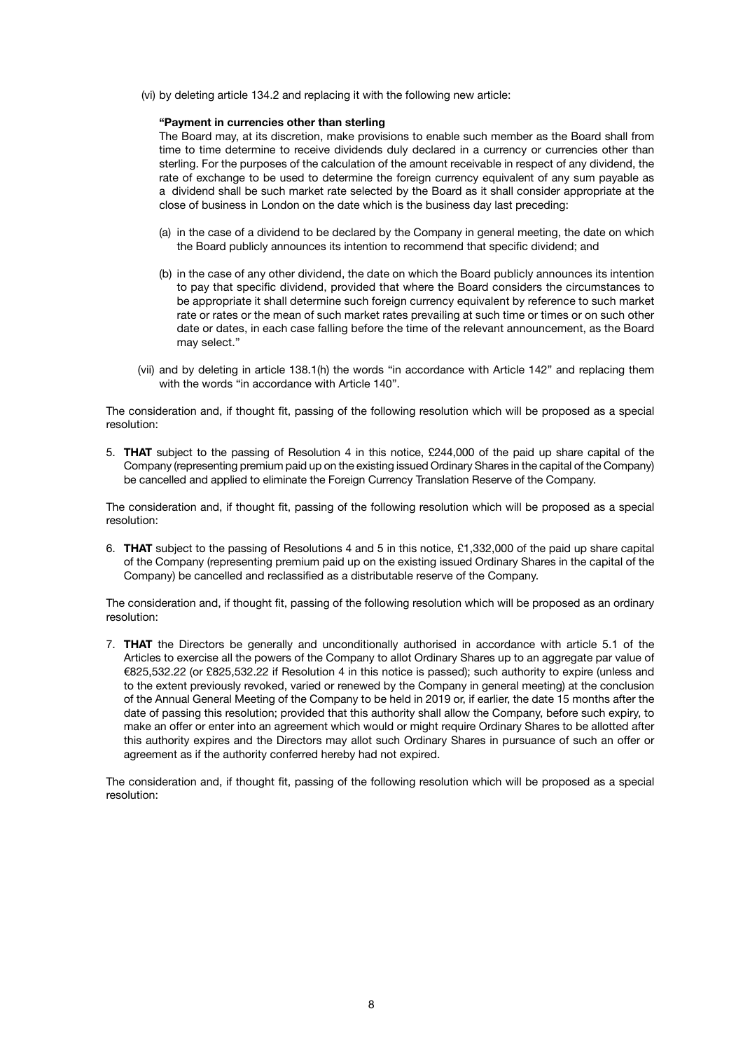(vi) by deleting article 134.2 and replacing it with the following new article:

> **"Payment in currencies other than sterling**
>
> The Board may, at its discretion, make provisions to enable such member as the Board shall from time to time determine to receive dividends duly declared in a currency or currencies other than sterling. For the purposes of the calculation of the amount receivable in respect of any dividend, the rate of exchange to be used to determine the foreign currency equivalent of any sum payable as a dividend shall be such market rate selected by the Board as it shall consider appropriate at the close of business in London on the date which is the business day last preceding:
>
> (a) in the case of a dividend to be declared by the Company in general meeting, the date on which the Board publicly announces its intention to recommend that specific dividend; and
>
> (b) in the case of any other dividend, the date on which the Board publicly announces its intention to pay that specific dividend, provided that where the Board considers the circumstances to be appropriate it shall determine such foreign currency equivalent by reference to such market rate or rates or the mean of such market rates prevailing at such time or times or on such other date or dates, in each case falling before the time of the relevant announcement, as the Board may select."

(vii) and by deleting in article 138.1(h) the words "in accordance with Article 142" and replacing them with the words "in accordance with Article 140".

The consideration and, if thought fit, passing of the following resolution which will be proposed as a special resolution:

5. **THAT** subject to the passing of Resolution 4 in this notice, £244,000 of the paid up share capital of the Company (representing premium paid up on the existing issued Ordinary Shares in the capital of the Company) be cancelled and applied to eliminate the Foreign Currency Translation Reserve of the Company.

The consideration and, if thought fit, passing of the following resolution which will be proposed as a special resolution:

6. **THAT** subject to the passing of Resolutions 4 and 5 in this notice, £1,332,000 of the paid up share capital of the Company (representing premium paid up on the existing issued Ordinary Shares in the capital of the Company) be cancelled and reclassified as a distributable reserve of the Company.

The consideration and, if thought fit, passing of the following resolution which will be proposed as an ordinary resolution:

7. **THAT** the Directors be generally and unconditionally authorised in accordance with article 5.1 of the Articles to exercise all the powers of the Company to allot Ordinary Shares up to an aggregate par value of €825,532.22 (or £825,532.22 if Resolution 4 in this notice is passed); such authority to expire (unless and to the extent previously revoked, varied or renewed by the Company in general meeting) at the conclusion of the Annual General Meeting of the Company to be held in 2019 or, if earlier, the date 15 months after the date of passing this resolution; provided that this authority shall allow the Company, before such expiry, to make an offer or enter into an agreement which would or might require Ordinary Shares to be allotted after this authority expires and the Directors may allot such Ordinary Shares in pursuance of such an offer or agreement as if the authority conferred hereby had not expired.

The consideration and, if thought fit, passing of the following resolution which will be proposed as a special resolution: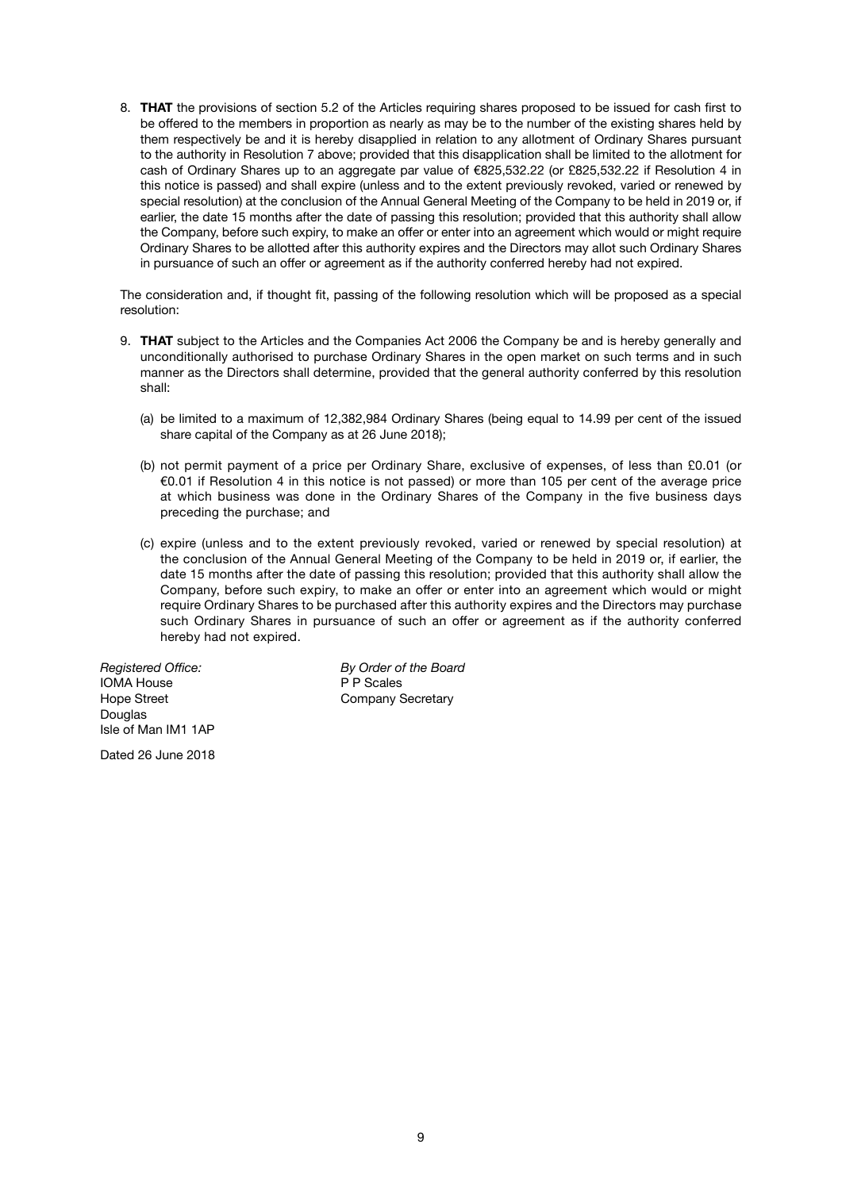8. **THAT** the provisions of section 5.2 of the Articles requiring shares proposed to be issued for cash first to be offered to the members in proportion as nearly as may be to the number of the existing shares held by them respectively be and it is hereby disapplied in relation to any allotment of Ordinary Shares pursuant to the authority in Resolution 7 above; provided that this disapplication shall be limited to the allotment for cash of Ordinary Shares up to an aggregate par value of €825,532.22 (or £825,532.22 if Resolution 4 in this notice is passed) and shall expire (unless and to the extent previously revoked, varied or renewed by special resolution) at the conclusion of the Annual General Meeting of the Company to be held in 2019 or, if earlier, the date 15 months after the date of passing this resolution; provided that this authority shall allow the Company, before such expiry, to make an offer or enter into an agreement which would or might require Ordinary Shares to be allotted after this authority expires and the Directors may allot such Ordinary Shares in pursuance of such an offer or agreement as if the authority conferred hereby had not expired.

The consideration and, if thought fit, passing of the following resolution which will be proposed as a special resolution:

9. **THAT** subject to the Articles and the Companies Act 2006 the Company be and is hereby generally and unconditionally authorised to purchase Ordinary Shares in the open market on such terms and in such manner as the Directors shall determine, provided that the general authority conferred by this resolution shall:

   (a) be limited to a maximum of 12,382,984 Ordinary Shares (being equal to 14.99 per cent of the issued share capital of the Company as at 26 June 2018);

   (b) not permit payment of a price per Ordinary Share, exclusive of expenses, of less than £0.01 (or €0.01 if Resolution 4 in this notice is not passed) or more than 105 per cent of the average price at which business was done in the Ordinary Shares of the Company in the five business days preceding the purchase; and

   (c) expire (unless and to the extent previously revoked, varied or renewed by special resolution) at the conclusion of the Annual General Meeting of the Company to be held in 2019 or, if earlier, the date 15 months after the date of passing this resolution; provided that this authority shall allow the Company, before such expiry, to make an offer or enter into an agreement which would or might require Ordinary Shares to be purchased after this authority expires and the Directors may purchase such Ordinary Shares in pursuance of such an offer or agreement as if the authority conferred hereby had not expired.

*Registered Office:*
IOMA House
Hope Street
Douglas
Isle of Man IM1 1AP

*By Order of the Board*
P P Scales
Company Secretary

Dated 26 June 2018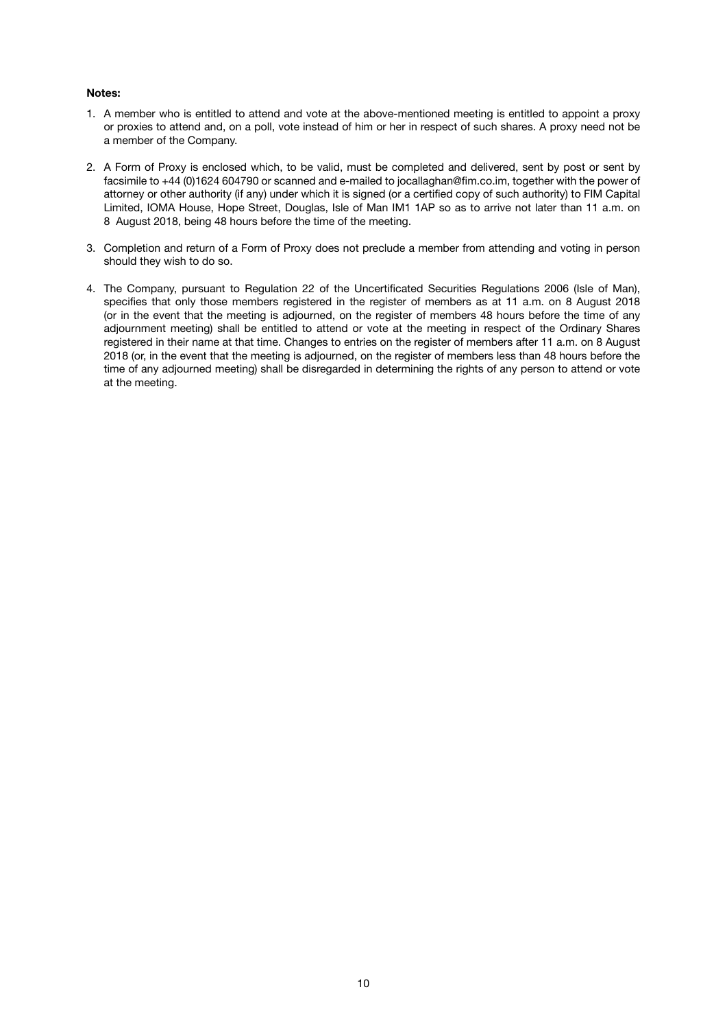**Notes:**

1. A member who is entitled to attend and vote at the above-mentioned meeting is entitled to appoint a proxy or proxies to attend and, on a poll, vote instead of him or her in respect of such shares. A proxy need not be a member of the Company.

2. A Form of Proxy is enclosed which, to be valid, must be completed and delivered, sent by post or sent by facsimile to +44 (0)1624 604790 or scanned and e-mailed to jocallaghan@fim.co.im, together with the power of attorney or other authority (if any) under which it is signed (or a certified copy of such authority) to FIM Capital Limited, IOMA House, Hope Street, Douglas, Isle of Man IM1 1AP so as to arrive not later than 11 a.m. on 8 August 2018, being 48 hours before the time of the meeting.

3. Completion and return of a Form of Proxy does not preclude a member from attending and voting in person should they wish to do so.

4. The Company, pursuant to Regulation 22 of the Uncertificated Securities Regulations 2006 (Isle of Man), specifies that only those members registered in the register of members as at 11 a.m. on 8 August 2018 (or in the event that the meeting is adjourned, on the register of members 48 hours before the time of any adjournment meeting) shall be entitled to attend or vote at the meeting in respect of the Ordinary Shares registered in their name at that time. Changes to entries on the register of members after 11 a.m. on 8 August 2018 (or, in the event that the meeting is adjourned, on the register of members less than 48 hours before the time of any adjourned meeting) shall be disregarded in determining the rights of any person to attend or vote at the meeting.